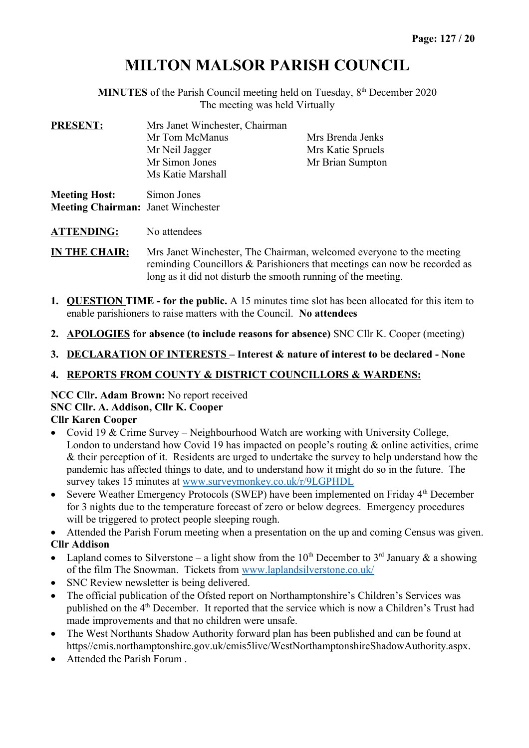# MILTON MALSOR PARISH COUNCIL

**MINUTES** of the Parish Council meeting held on Tuesday, 8th December 2020
The meeting was held Virtually

| **PRESENT:** | Mrs Janet Winchester, Chairman | |
|---|---|---|
| | Mr Tom McManus | Mrs Brenda Jenks |
| | Mr Neil Jagger | Mrs Katie Spruels |
| | Mr Simon Jones | Mr Brian Sumpton |
| | Ms Katie Marshall | |

**Meeting Host:** Simon Jones
**Meeting Chairman:** Janet Winchester

**ATTENDING:** No attendees

**IN THE CHAIR:** Mrs Janet Winchester, The Chairman, welcomed everyone to the meeting reminding Councillors & Parishioners that meetings can now be recorded as long as it did not disturb the smooth running of the meeting.

1. **QUESTION TIME - for the public.** A 15 minutes time slot has been allocated for this item to enable parishioners to raise matters with the Council. **No attendees**
2. **APOLOGIES for absence (to include reasons for absence)** SNC Cllr K. Cooper (meeting)
3. **DECLARATION OF INTERESTS – Interest & nature of interest to be declared - None**
4. **REPORTS FROM COUNTY & DISTRICT COUNCILLORS & WARDENS:**

**NCC Cllr. Adam Brown:** No report received
**SNC Cllr. A. Addison, Cllr K. Cooper**
**Cllr Karen Cooper**

- Covid 19 & Crime Survey – Neighbourhood Watch are working with University College, London to understand how Covid 19 has impacted on people's routing & online activities, crime & their perception of it. Residents are urged to undertake the survey to help understand how the pandemic has affected things to date, and to understand how it might do so in the future. The survey takes 15 minutes at www.surveymonkey.co.uk/r/9LGPHDL
- Severe Weather Emergency Protocols (SWEP) have been implemented on Friday 4th December for 3 nights due to the temperature forecast of zero or below degrees. Emergency procedures will be triggered to protect people sleeping rough.
- Attended the Parish Forum meeting when a presentation on the up and coming Census was given.

**Cllr Addison**

- Lapland comes to Silverstone – a light show from the 10th December to 3rd January & a showing of the film The Snowman. Tickets from www.laplandsilverstone.co.uk/
- SNC Review newsletter is being delivered.
- The official publication of the Ofsted report on Northamptonshire's Children's Services was published on the 4th December. It reported that the service which is now a Children's Trust had made improvements and that no children were unsafe.
- The West Northants Shadow Authority forward plan has been published and can be found at https//cmis.northamptonshire.gov.uk/cmis5live/WestNorthamptonshireShadowAuthority.aspx.
- Attended the Parish Forum .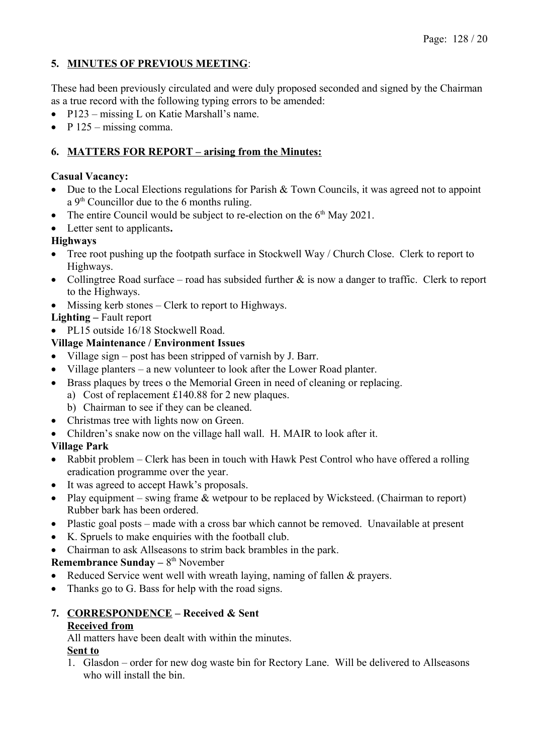**5. MINUTES OF PREVIOUS MEETING**:

These had been previously circulated and were duly proposed seconded and signed by the Chairman as a true record with the following typing errors to be amended:

- P123 – missing L on Katie Marshall's name.
- P 125 – missing comma.

**6. MATTERS FOR REPORT – arising from the Minutes:**

**Casual Vacancy:**

- Due to the Local Elections regulations for Parish & Town Councils, it was agreed not to appoint a 9th Councillor due to the 6 months ruling.
- The entire Council would be subject to re-election on the 6th May 2021.
- Letter sent to applicants**.**

**Highways**

- Tree root pushing up the footpath surface in Stockwell Way / Church Close. Clerk to report to Highways.
- Collingtree Road surface – road has subsided further & is now a danger to traffic. Clerk to report to the Highways.
- Missing kerb stones – Clerk to report to Highways.

**Lighting –** Fault report

- PL15 outside 16/18 Stockwell Road.

**Village Maintenance / Environment Issues**

- Village sign – post has been stripped of varnish by J. Barr.
- Village planters – a new volunteer to look after the Lower Road planter.
- Brass plaques by trees o the Memorial Green in need of cleaning or replacing.
  a) Cost of replacement £140.88 for 2 new plaques.
  b) Chairman to see if they can be cleaned.
- Christmas tree with lights now on Green.
- Children's snake now on the village hall wall. H. MAIR to look after it.

**Village Park**

- Rabbit problem – Clerk has been in touch with Hawk Pest Control who have offered a rolling eradication programme over the year.
- It was agreed to accept Hawk's proposals.
- Play equipment – swing frame & wetpour to be replaced by Wicksteed. (Chairman to report) Rubber bark has been ordered.
- Plastic goal posts – made with a cross bar which cannot be removed. Unavailable at present
- K. Spruels to make enquiries with the football club.
- Chairman to ask Allseasons to strim back brambles in the park.

**Remembrance Sunday –** 8th November

- Reduced Service went well with wreath laying, naming of fallen & prayers.
- Thanks go to G. Bass for help with the road signs.

**7. CORRESPONDENCE – Received & Sent**

**Received from**

All matters have been dealt with within the minutes.

**Sent to**

1. Glasdon – order for new dog waste bin for Rectory Lane. Will be delivered to Allseasons who will install the bin.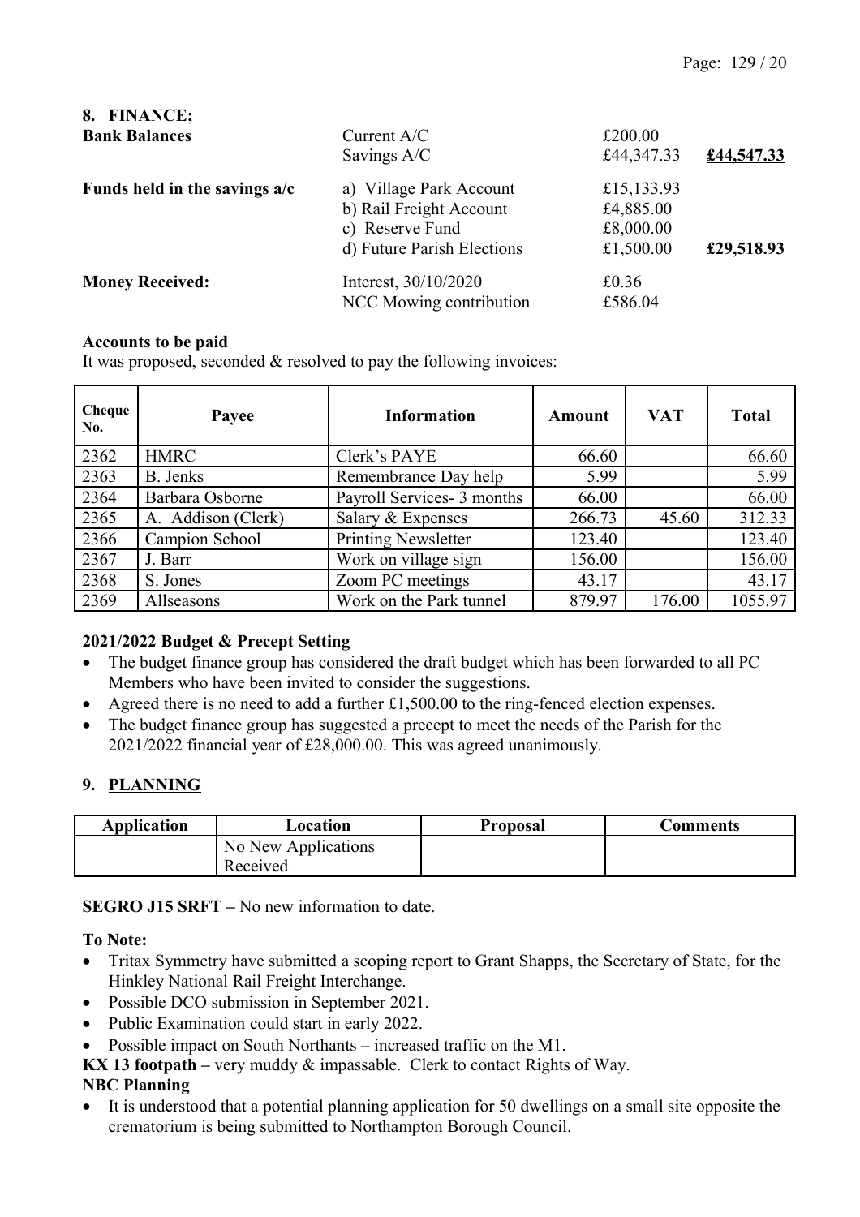## 8. FINANCE;

| | | | |
|---|---|---|---|
| **Bank Balances** | Current A/C | £200.00 | |
| | Savings A/C | £44,347.33 | **£44,547.33** |
| **Funds held in the savings a/c** | a) Village Park Account | £15,133.93 | |
| | b) Rail Freight Account | £4,885.00 | |
| | c) Reserve Fund | £8,000.00 | |
| | d) Future Parish Elections | £1,500.00 | **£29,518.93** |
| **Money Received:** | Interest, 30/10/2020 | £0.36 | |
| | NCC Mowing contribution | £586.04 | |

**Accounts to be paid**

It was proposed, seconded & resolved to pay the following invoices:

| Cheque No. | Payee | Information | Amount | VAT | Total |
|---|---|---|---|---|---|
| 2362 | HMRC | Clerk's PAYE | 66.60 | | 66.60 |
| 2363 | B. Jenks | Remembrance Day help | 5.99 | | 5.99 |
| 2364 | Barbara Osborne | Payroll Services- 3 months | 66.00 | | 66.00 |
| 2365 | A. Addison (Clerk) | Salary & Expenses | 266.73 | 45.60 | 312.33 |
| 2366 | Campion School | Printing Newsletter | 123.40 | | 123.40 |
| 2367 | J. Barr | Work on village sign | 156.00 | | 156.00 |
| 2368 | S. Jones | Zoom PC meetings | 43.17 | | 43.17 |
| 2369 | Allseasons | Work on the Park tunnel | 879.97 | 176.00 | 1055.97 |

**2021/2022 Budget & Precept Setting**

- The budget finance group has considered the draft budget which has been forwarded to all PC Members who have been invited to consider the suggestions.
- Agreed there is no need to add a further £1,500.00 to the ring-fenced election expenses.
- The budget finance group has suggested a precept to meet the needs of the Parish for the 2021/2022 financial year of £28,000.00. This was agreed unanimously.

## 9. PLANNING

| Application | Location | Proposal | Comments |
|---|---|---|---|
| | No New Applications Received | | |

**SEGRO J15 SRFT –** No new information to date.

**To Note:**

- Tritax Symmetry have submitted a scoping report to Grant Shapps, the Secretary of State, for the Hinkley National Rail Freight Interchange.
- Possible DCO submission in September 2021.
- Public Examination could start in early 2022.
- Possible impact on South Northants – increased traffic on the M1.

**KX 13 footpath –** very muddy & impassable. Clerk to contact Rights of Way.

**NBC Planning**

- It is understood that a potential planning application for 50 dwellings on a small site opposite the crematorium is being submitted to Northampton Borough Council.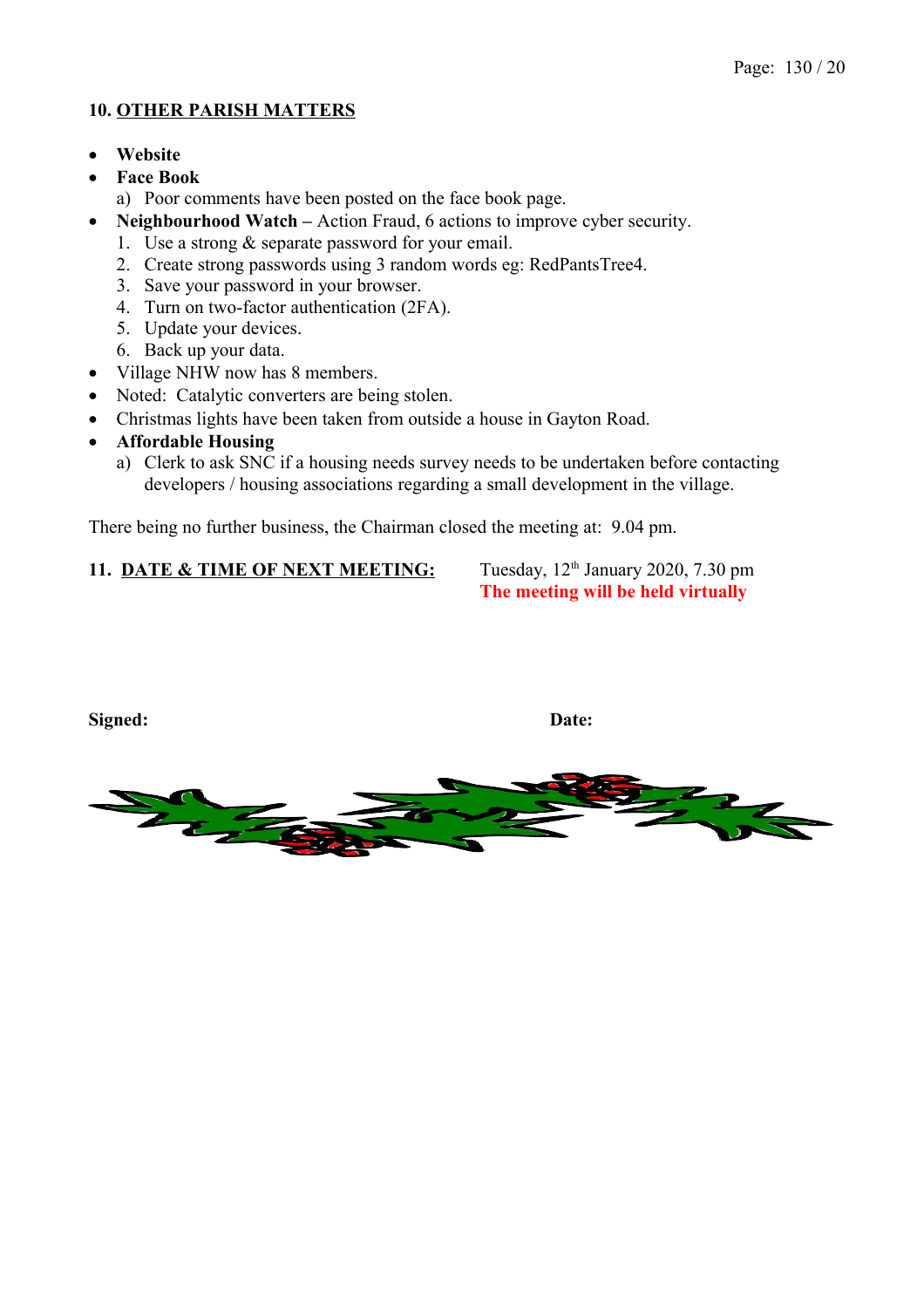## 10. OTHER PARISH MATTERS

- **Website**
- **Face Book**
  a) Poor comments have been posted on the face book page.
- **Neighbourhood Watch –** Action Fraud, 6 actions to improve cyber security.
  1. Use a strong & separate password for your email.
  2. Create strong passwords using 3 random words eg: RedPantsTree4.
  3. Save your password in your browser.
  4. Turn on two-factor authentication (2FA).
  5. Update your devices.
  6. Back up your data.
- Village NHW now has 8 members.
- Noted: Catalytic converters are being stolen.
- Christmas lights have been taken from outside a house in Gayton Road.
- **Affordable Housing**
  a) Clerk to ask SNC if a housing needs survey needs to be undertaken before contacting developers / housing associations regarding a small development in the village.

There being no further business, the Chairman closed the meeting at: 9.04 pm.

**11. DATE & TIME OF NEXT MEETING:** Tuesday, 12th January 2020, 7.30 pm
**The meeting will be held virtually**

**Signed:** **Date:**